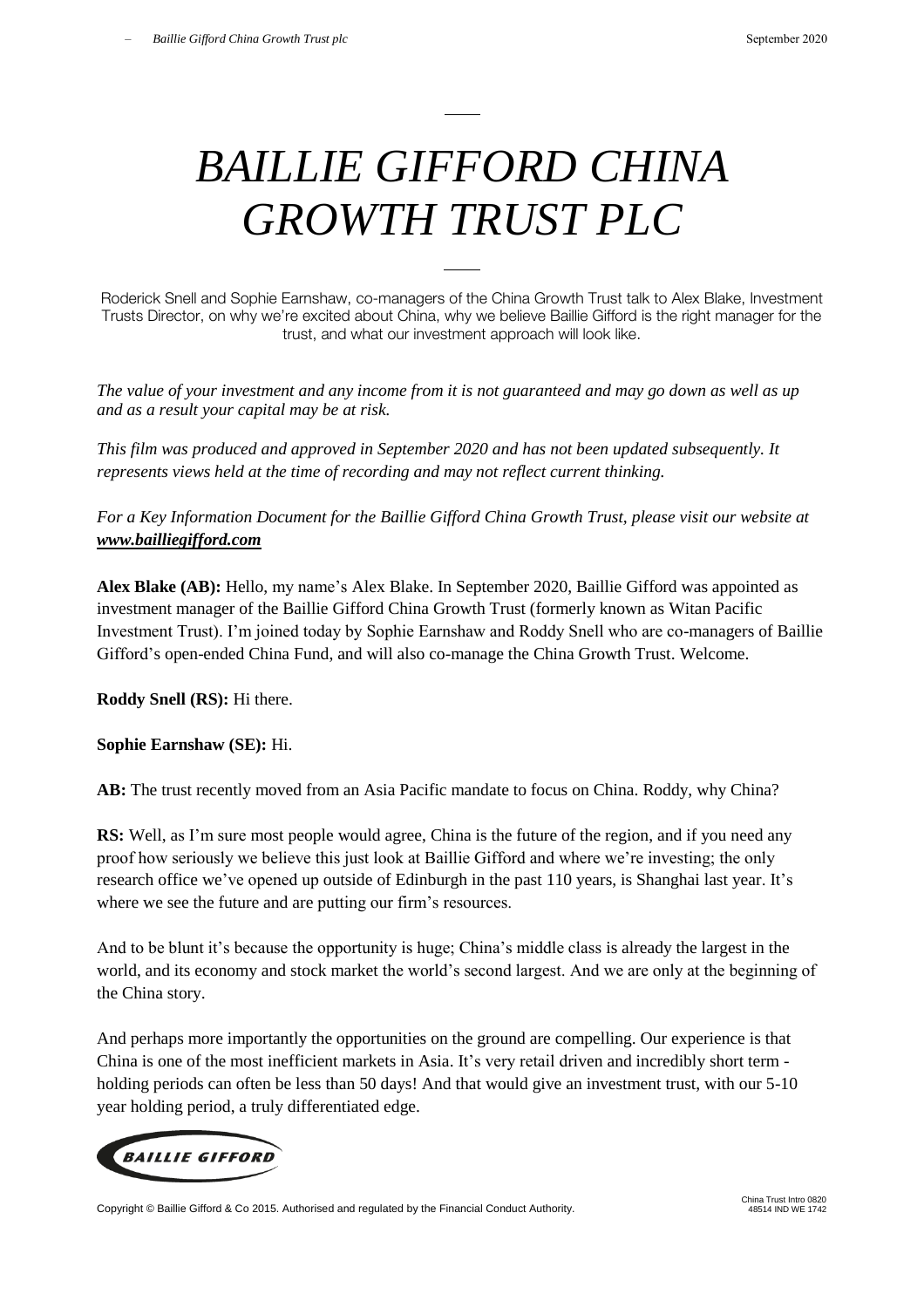# *BAILLIE GIFFORD CHINA GROWTH TRUST PLC*

Roderick Snell and Sophie Earnshaw, co-managers of the China Growth Trust talk to Alex Blake, Investment Trusts Director, on why we're excited about China, why we believe Baillie Gifford is the right manager for the trust, and what our investment approach will look like.

*The value of your investment and any income from it is not guaranteed and may go down as well as up and as a result your capital may be at risk.*

*This film was produced and approved in September 2020 and has not been updated subsequently. It represents views held at the time of recording and may not reflect current thinking.*

*For a Key Information Document for the Baillie Gifford China Growth Trust, please visit our website at* ***[www.bailliegifford.com](http://www.bailliegifford.com)***

**Alex Blake (AB):** Hello, my name's Alex Blake. In September 2020, Baillie Gifford was appointed as investment manager of the Baillie Gifford China Growth Trust (formerly known as Witan Pacific Investment Trust). I'm joined today by Sophie Earnshaw and Roddy Snell who are co-managers of Baillie Gifford's open-ended China Fund, and will also co-manage the China Growth Trust. Welcome.

**Roddy Snell (RS):** Hi there.

**Sophie Earnshaw (SE):** Hi.

**AB:** The trust recently moved from an Asia Pacific mandate to focus on China. Roddy, why China?

**RS:** Well, as I'm sure most people would agree, China is the future of the region, and if you need any proof how seriously we believe this just look at Baillie Gifford and where we're investing; the only research office we've opened up outside of Edinburgh in the past 110 years, is Shanghai last year. It's where we see the future and are putting our firm's resources.

And to be blunt it's because the opportunity is huge; China's middle class is already the largest in the world, and its economy and stock market the world's second largest. And we are only at the beginning of the China story.

And perhaps more importantly the opportunities on the ground are compelling. Our experience is that China is one of the most inefficient markets in Asia. It's very retail driven and incredibly short term - holding periods can often be less than 50 days! And that would give an investment trust, with our 5-10 year holding period, a truly differentiated edge.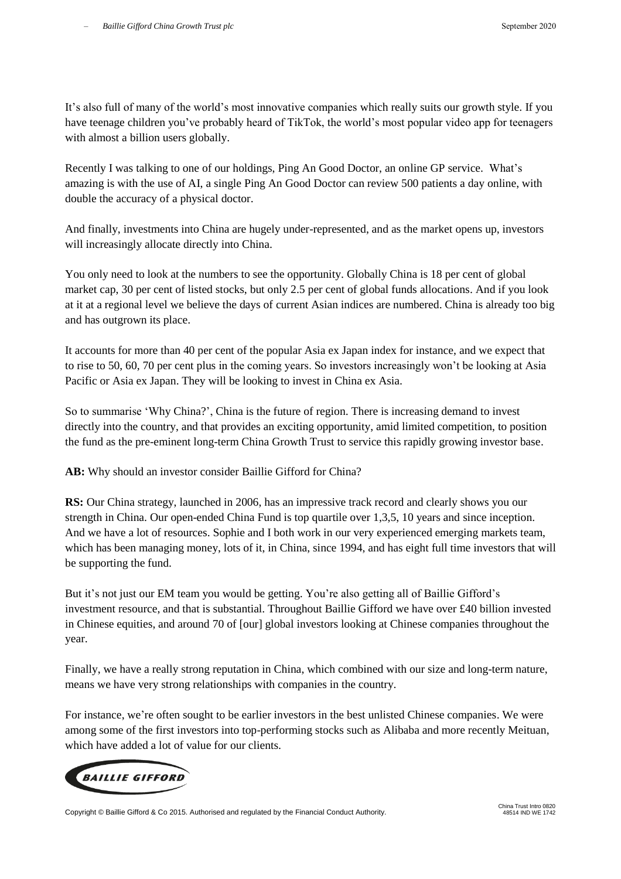It's also full of many of the world's most innovative companies which really suits our growth style. If you have teenage children you've probably heard of TikTok, the world's most popular video app for teenagers with almost a billion users globally.

Recently I was talking to one of our holdings, Ping An Good Doctor, an online GP service. What's amazing is with the use of AI, a single Ping An Good Doctor can review 500 patients a day online, with double the accuracy of a physical doctor.

And finally, investments into China are hugely under-represented, and as the market opens up, investors will increasingly allocate directly into China.

You only need to look at the numbers to see the opportunity. Globally China is 18 per cent of global market cap, 30 per cent of listed stocks, but only 2.5 per cent of global funds allocations. And if you look at it at a regional level we believe the days of current Asian indices are numbered. China is already too big and has outgrown its place.

It accounts for more than 40 per cent of the popular Asia ex Japan index for instance, and we expect that to rise to 50, 60, 70 per cent plus in the coming years. So investors increasingly won't be looking at Asia Pacific or Asia ex Japan. They will be looking to invest in China ex Asia.

So to summarise 'Why China?', China is the future of region. There is increasing demand to invest directly into the country, and that provides an exciting opportunity, amid limited competition, to position the fund as the pre-eminent long-term China Growth Trust to service this rapidly growing investor base.

**AB:** Why should an investor consider Baillie Gifford for China?

**RS:** Our China strategy, launched in 2006, has an impressive track record and clearly shows you our strength in China. Our open-ended China Fund is top quartile over 1,3,5, 10 years and since inception. And we have a lot of resources. Sophie and I both work in our very experienced emerging markets team, which has been managing money, lots of it, in China, since 1994, and has eight full time investors that will be supporting the fund.

But it's not just our EM team you would be getting. You're also getting all of Baillie Gifford's investment resource, and that is substantial. Throughout Baillie Gifford we have over £40 billion invested in Chinese equities, and around 70 of [our] global investors looking at Chinese companies throughout the year.

Finally, we have a really strong reputation in China, which combined with our size and long-term nature, means we have very strong relationships with companies in the country.

For instance, we're often sought to be earlier investors in the best unlisted Chinese companies. We were among some of the first investors into top-performing stocks such as Alibaba and more recently Meituan, which have added a lot of value for our clients.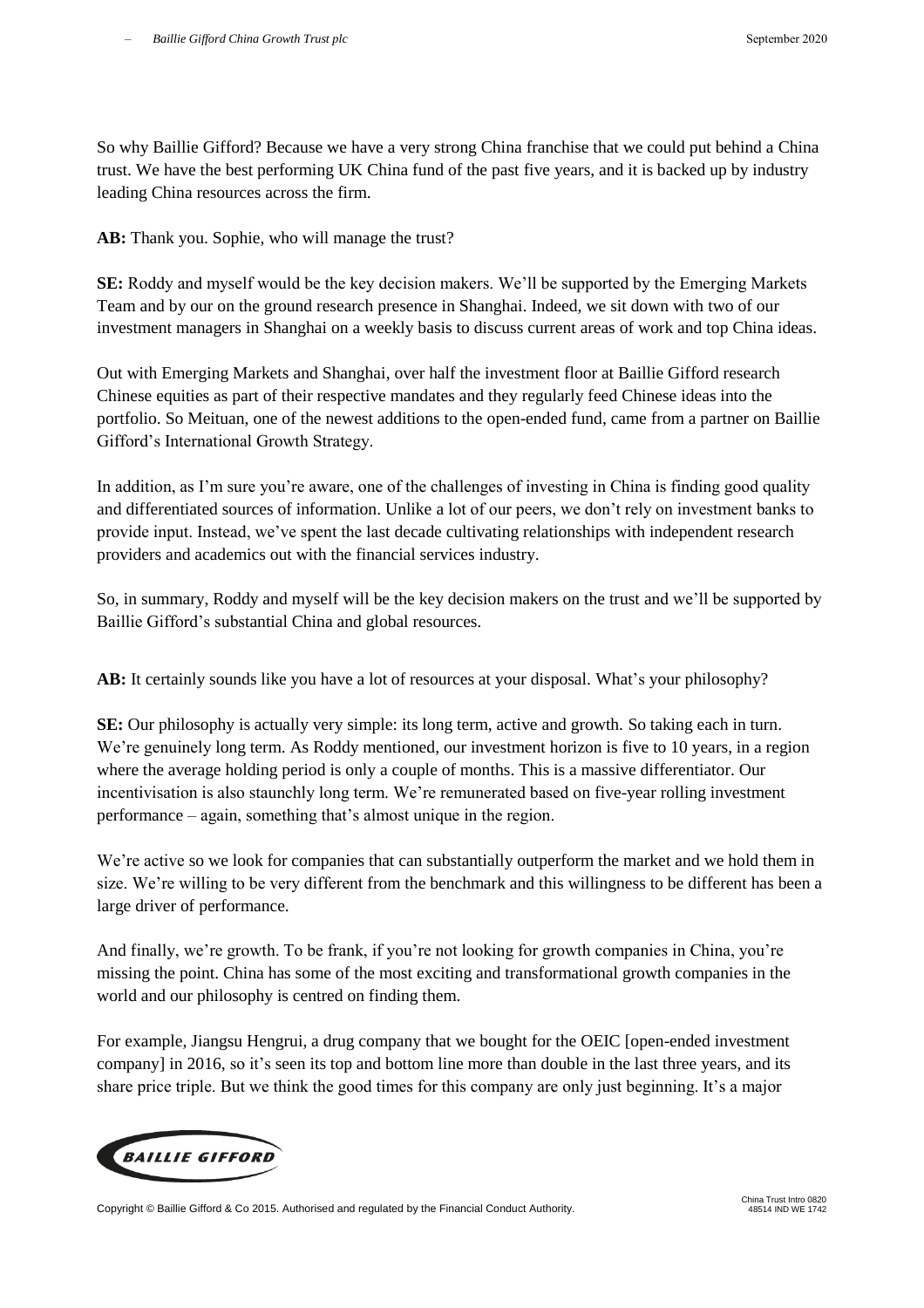So why Baillie Gifford? Because we have a very strong China franchise that we could put behind a China trust. We have the best performing UK China fund of the past five years, and it is backed up by industry leading China resources across the firm.

**AB:** Thank you. Sophie, who will manage the trust?

**SE:** Roddy and myself would be the key decision makers. We'll be supported by the Emerging Markets Team and by our on the ground research presence in Shanghai. Indeed, we sit down with two of our investment managers in Shanghai on a weekly basis to discuss current areas of work and top China ideas.

Out with Emerging Markets and Shanghai, over half the investment floor at Baillie Gifford research Chinese equities as part of their respective mandates and they regularly feed Chinese ideas into the portfolio. So Meituan, one of the newest additions to the open-ended fund, came from a partner on Baillie Gifford's International Growth Strategy.

In addition, as I'm sure you're aware, one of the challenges of investing in China is finding good quality and differentiated sources of information. Unlike a lot of our peers, we don't rely on investment banks to provide input. Instead, we've spent the last decade cultivating relationships with independent research providers and academics out with the financial services industry.

So, in summary, Roddy and myself will be the key decision makers on the trust and we'll be supported by Baillie Gifford's substantial China and global resources.

**AB:** It certainly sounds like you have a lot of resources at your disposal. What's your philosophy?

**SE:** Our philosophy is actually very simple: its long term, active and growth. So taking each in turn. We're genuinely long term. As Roddy mentioned, our investment horizon is five to 10 years, in a region where the average holding period is only a couple of months. This is a massive differentiator. Our incentivisation is also staunchly long term. We're remunerated based on five-year rolling investment performance – again, something that's almost unique in the region.

We're active so we look for companies that can substantially outperform the market and we hold them in size. We're willing to be very different from the benchmark and this willingness to be different has been a large driver of performance.

And finally, we're growth. To be frank, if you're not looking for growth companies in China, you're missing the point. China has some of the most exciting and transformational growth companies in the world and our philosophy is centred on finding them.

For example, Jiangsu Hengrui, a drug company that we bought for the OEIC [open-ended investment company] in 2016, so it's seen its top and bottom line more than double in the last three years, and its share price triple. But we think the good times for this company are only just beginning. It's a major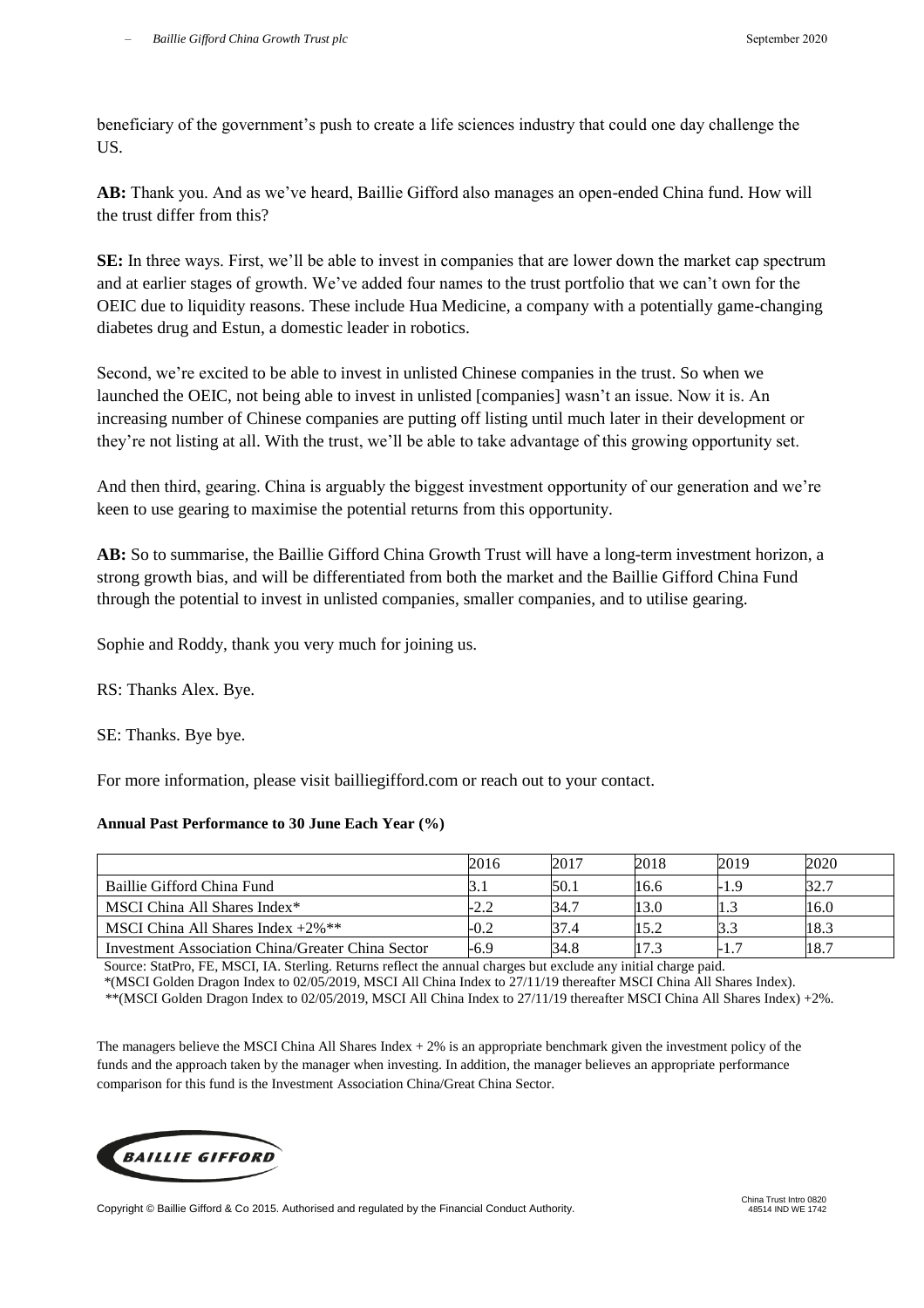beneficiary of the government's push to create a life sciences industry that could one day challenge the US.

**AB:** Thank you. And as we've heard, Baillie Gifford also manages an open-ended China fund. How will the trust differ from this?

**SE:** In three ways. First, we'll be able to invest in companies that are lower down the market cap spectrum and at earlier stages of growth. We've added four names to the trust portfolio that we can't own for the OEIC due to liquidity reasons. These include Hua Medicine, a company with a potentially game-changing diabetes drug and Estun, a domestic leader in robotics.

Second, we're excited to be able to invest in unlisted Chinese companies in the trust. So when we launched the OEIC, not being able to invest in unlisted [companies] wasn't an issue. Now it is. An increasing number of Chinese companies are putting off listing until much later in their development or they're not listing at all. With the trust, we'll be able to take advantage of this growing opportunity set.

And then third, gearing. China is arguably the biggest investment opportunity of our generation and we're keen to use gearing to maximise the potential returns from this opportunity.

**AB:** So to summarise, the Baillie Gifford China Growth Trust will have a long-term investment horizon, a strong growth bias, and will be differentiated from both the market and the Baillie Gifford China Fund through the potential to invest in unlisted companies, smaller companies, and to utilise gearing.

Sophie and Roddy, thank you very much for joining us.

RS: Thanks Alex. Bye.

SE: Thanks. Bye bye.

For more information, please visit bailliegifford.com or reach out to your contact.

**Annual Past Performance to 30 June Each Year (%)**

| | 2016 | 2017 | 2018 | 2019 | 2020 |
|---|---|---|---|---|---|
| Baillie Gifford China Fund | 3.1 | 50.1 | 16.6 | -1.9 | 32.7 |
| MSCI China All Shares Index* | -2.2 | 34.7 | 13.0 | 1.3 | 16.0 |
| MSCI China All Shares Index +2%** | -0.2 | 37.4 | 15.2 | 3.3 | 18.3 |
| Investment Association China/Greater China Sector | -6.9 | 34.8 | 17.3 | -1.7 | 18.7 |

Source: StatPro, FE, MSCI, IA. Sterling. Returns reflect the annual charges but exclude any initial charge paid.
*(MSCI Golden Dragon Index to 02/05/2019, MSCI All China Index to 27/11/19 thereafter MSCI China All Shares Index).
**(MSCI Golden Dragon Index to 02/05/2019, MSCI All China Index to 27/11/19 thereafter MSCI China All Shares Index) +2%.

The managers believe the MSCI China All Shares Index + 2% is an appropriate benchmark given the investment policy of the funds and the approach taken by the manager when investing. In addition, the manager believes an appropriate performance comparison for this fund is the Investment Association China/Great China Sector.

Copyright © Baillie Gifford & Co 2015. Authorised and regulated by the Financial Conduct Authority.

China Trust Intro 0820
48514 IND WE 1742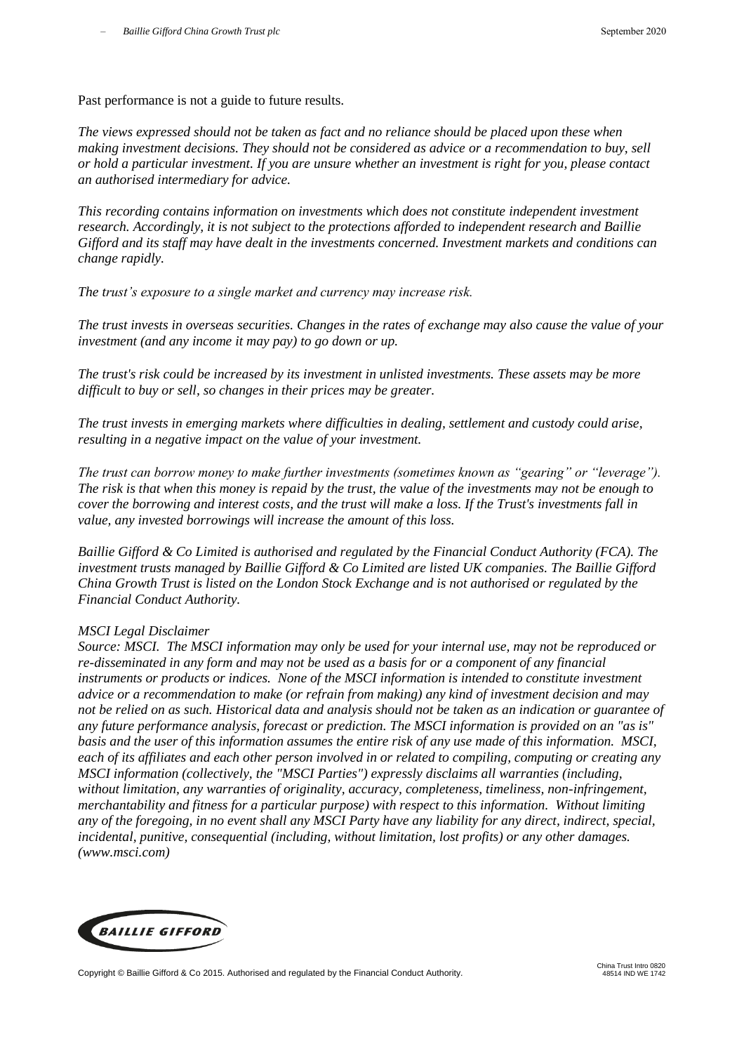Past performance is not a guide to future results.

*The views expressed should not be taken as fact and no reliance should be placed upon these when making investment decisions. They should not be considered as advice or a recommendation to buy, sell or hold a particular investment. If you are unsure whether an investment is right for you, please contact an authorised intermediary for advice.*

*This recording contains information on investments which does not constitute independent investment research. Accordingly, it is not subject to the protections afforded to independent research and Baillie Gifford and its staff may have dealt in the investments concerned. Investment markets and conditions can change rapidly.*

*The trust's exposure to a single market and currency may increase risk.*

*The trust invests in overseas securities. Changes in the rates of exchange may also cause the value of your investment (and any income it may pay) to go down or up.*

*The trust's risk could be increased by its investment in unlisted investments. These assets may be more difficult to buy or sell, so changes in their prices may be greater.*

*The trust invests in emerging markets where difficulties in dealing, settlement and custody could arise, resulting in a negative impact on the value of your investment.*

*The trust can borrow money to make further investments (sometimes known as "gearing" or "leverage"). The risk is that when this money is repaid by the trust, the value of the investments may not be enough to cover the borrowing and interest costs, and the trust will make a loss. If the Trust's investments fall in value, any invested borrowings will increase the amount of this loss.*

*Baillie Gifford & Co Limited is authorised and regulated by the Financial Conduct Authority (FCA). The investment trusts managed by Baillie Gifford & Co Limited are listed UK companies. The Baillie Gifford China Growth Trust is listed on the London Stock Exchange and is not authorised or regulated by the Financial Conduct Authority.*

*MSCI Legal Disclaimer*
*Source: MSCI. The MSCI information may only be used for your internal use, may not be reproduced or re-disseminated in any form and may not be used as a basis for or a component of any financial instruments or products or indices. None of the MSCI information is intended to constitute investment advice or a recommendation to make (or refrain from making) any kind of investment decision and may not be relied on as such. Historical data and analysis should not be taken as an indication or guarantee of any future performance analysis, forecast or prediction. The MSCI information is provided on an "as is" basis and the user of this information assumes the entire risk of any use made of this information. MSCI, each of its affiliates and each other person involved in or related to compiling, computing or creating any MSCI information (collectively, the "MSCI Parties") expressly disclaims all warranties (including, without limitation, any warranties of originality, accuracy, completeness, timeliness, non-infringement, merchantability and fitness for a particular purpose) with respect to this information. Without limiting any of the foregoing, in no event shall any MSCI Party have any liability for any direct, indirect, special, incidental, punitive, consequential (including, without limitation, lost profits) or any other damages. (www.msci.com)*

BAILLIE GIFFORD

Copyright © Baillie Gifford & Co 2015. Authorised and regulated by the Financial Conduct Authority.

China Trust Intro 0820
48514 IND WE 1742